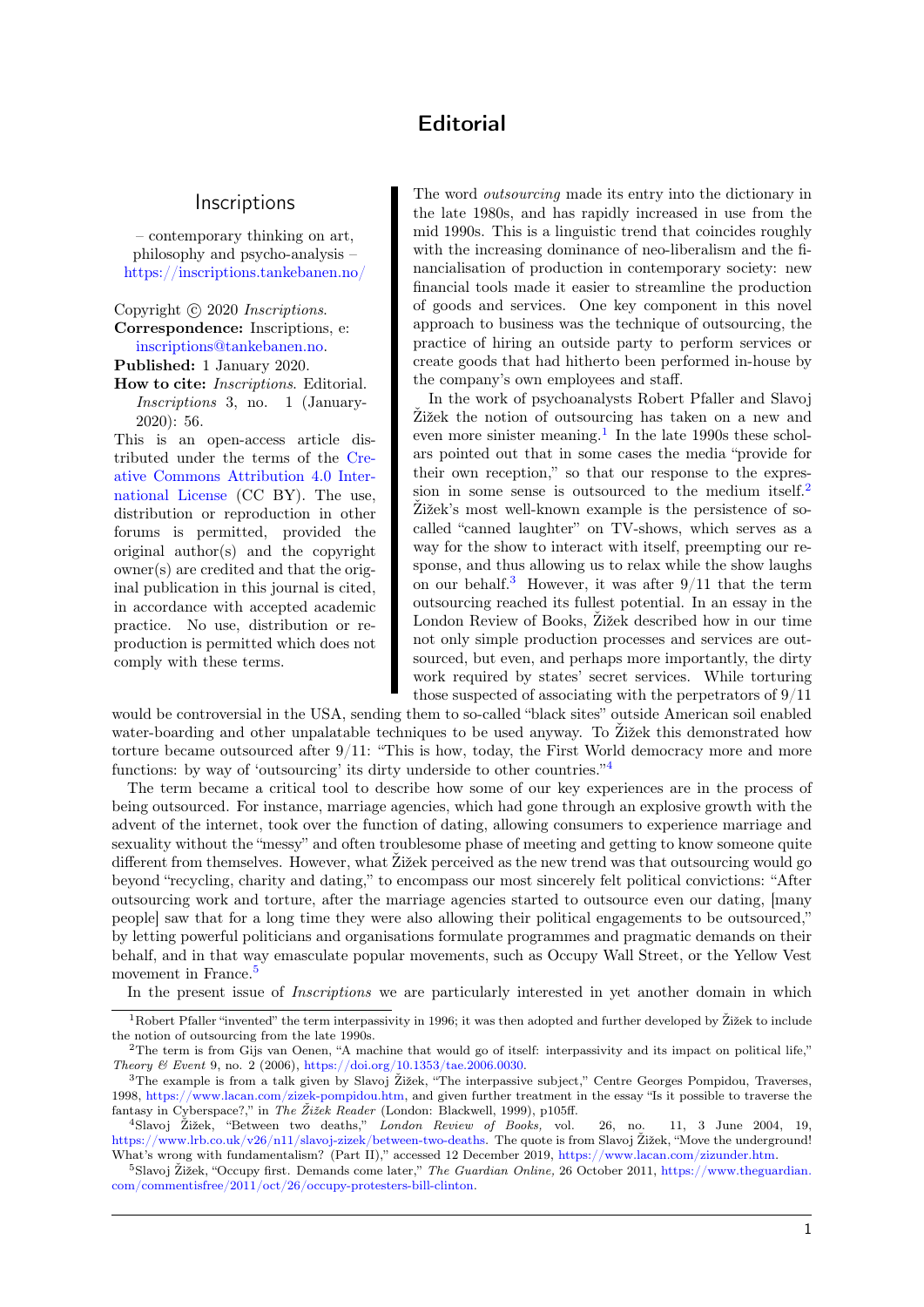# Editorial

## Inscriptions

– contemporary thinking on art, philosophy and psycho-analysis –
https://inscriptions.tankebanen.no/

Copyright © 2020 *Inscriptions*.
**Correspondence:** Inscriptions, e: inscriptions@tankebanen.no.
**Published:** 1 January 2020.
**How to cite:** *Inscriptions*. Editorial. *Inscriptions* 3, no. 1 (January-2020): 56.

This is an open-access article distributed under the terms of the Creative Commons Attribution 4.0 International License (CC BY). The use, distribution or reproduction in other forums is permitted, provided the original author(s) and the copyright owner(s) are credited and that the original publication in this journal is cited, in accordance with accepted academic practice. No use, distribution or reproduction is permitted which does not comply with these terms.

The word *outsourcing* made its entry into the dictionary in the late 1980s, and has rapidly increased in use from the mid 1990s. This is a linguistic trend that coincides roughly with the increasing dominance of neo-liberalism and the financialisation of production in contemporary society: new financial tools made it easier to streamline the production of goods and services. One key component in this novel approach to business was the technique of outsourcing, the practice of hiring an outside party to perform services or create goods that had hitherto been performed in-house by the company's own employees and staff.

In the work of psychoanalysts Robert Pfaller and Slavoj Žižek the notion of outsourcing has taken on a new and even more sinister meaning.[1] In the late 1990s these scholars pointed out that in some cases the media "provide for their own reception," so that our response to the expression in some sense is outsourced to the medium itself.[2] Žižek's most well-known example is the persistence of so-called "canned laughter" on TV-shows, which serves as a way for the show to interact with itself, preempting our response, and thus allowing us to relax while the show laughs on our behalf.[3] However, it was after 9/11 that the term outsourcing reached its fullest potential. In an essay in the London Review of Books, Žižek described how in our time not only simple production processes and services are outsourced, but even, and perhaps more importantly, the dirty work required by states' secret services. While torturing those suspected of associating with the perpetrators of 9/11 would be controversial in the USA, sending them to so-called "black sites" outside American soil enabled water-boarding and other unpalatable techniques to be used anyway. To Žižek this demonstrated how torture became outsourced after 9/11: "This is how, today, the First World democracy more and more functions: by way of 'outsourcing' its dirty underside to other countries."[4]

The term became a critical tool to describe how some of our key experiences are in the process of being outsourced. For instance, marriage agencies, which had gone through an explosive growth with the advent of the internet, took over the function of dating, allowing consumers to experience marriage and sexuality without the "messy" and often troublesome phase of meeting and getting to know someone quite different from themselves. However, what Žižek perceived as the new trend was that outsourcing would go beyond "recycling, charity and dating," to encompass our most sincerely felt political convictions: "After outsourcing work and torture, after the marriage agencies started to outsource even our dating, [many people] saw that for a long time they were also allowing their political engagements to be outsourced," by letting powerful politicians and organisations formulate programmes and pragmatic demands on their behalf, and in that way emasculate popular movements, such as Occupy Wall Street, or the Yellow Vest movement in France.[5]

In the present issue of *Inscriptions* we are particularly interested in yet another domain in which

[1] Robert Pfaller "invented" the term interpassivity in 1996; it was then adopted and further developed by Žižek to include the notion of outsourcing from the late 1990s.

[2] The term is from Gijs van Oenen, "A machine that would go of itself: interpassivity and its impact on political life," *Theory & Event* 9, no. 2 (2006), https://doi.org/10.1353/tae.2006.0030.

[3] The example is from a talk given by Slavoj Žižek, "The interpassive subject," Centre Georges Pompidou, Traverses, 1998, https://www.lacan.com/zizek-pompidou.htm, and given further treatment in the essay "Is it possible to traverse the fantasy in Cyberspace?," in *The Žižek Reader* (London: Blackwell, 1999), p105ff.

[4] Slavoj Žižek, "Between two deaths," *London Review of Books,* vol. 26, no. 11, 3 June 2004, 19, https://www.lrb.co.uk/v26/n11/slavoj-zizek/between-two-deaths. The quote is from Slavoj Žižek, "Move the underground! What's wrong with fundamentalism? (Part II)," accessed 12 December 2019, https://www.lacan.com/zizunder.htm.

[5] Slavoj Žižek, "Occupy first. Demands come later," *The Guardian Online,* 26 October 2011, https://www.theguardian.com/commentisfree/2011/oct/26/occupy-protesters-bill-clinton.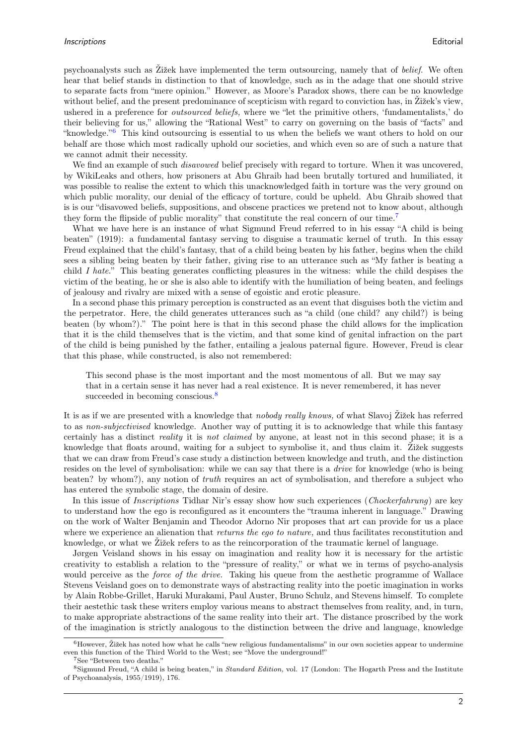psychoanalysts such as Žižek have implemented the term outsourcing, namely that of *belief*. We often hear that belief stands in distinction to that of knowledge, such as in the adage that one should strive to separate facts from "mere opinion." However, as Moore's Paradox shows, there can be no knowledge without belief, and the present predominance of scepticism with regard to conviction has, in Žižek's view, ushered in a preference for *outsourced beliefs,* where we "let the primitive others, 'fundamentalists,' do their believing for us," allowing the "Rational West" to carry on governing on the basis of "facts" and "knowledge."[6] This kind outsourcing is essential to us when the beliefs we want others to hold on our behalf are those which most radically uphold our societies, and which even so are of such a nature that we cannot admit their necessity.

We find an example of such *disavowed* belief precisely with regard to torture. When it was uncovered, by WikiLeaks and others, how prisoners at Abu Ghraib had been brutally tortured and humiliated, it was possible to realise the extent to which this unacknowledged faith in torture was the very ground on which public morality, our denial of the efficacy of torture, could be upheld. Abu Ghraib showed that is is our "disavowed beliefs, suppositions, and obscene practices we pretend not to know about, although they form the flipside of public morality" that constitute the real concern of our time.[7]

What we have here is an instance of what Sigmund Freud referred to in his essay "A child is being beaten" (1919): a fundamental fantasy serving to disguise a traumatic kernel of truth. In this essay Freud explained that the child's fantasy, that of a child being beaten by his father, begins when the child sees a sibling being beaten by their father, giving rise to an utterance such as "My father is beating a child *I hate*." This beating generates conflicting pleasures in the witness: while the child despises the victim of the beating, he or she is also able to identify with the humiliation of being beaten, and feelings of jealousy and rivalry are mixed with a sense of egoistic and erotic pleasure.

In a second phase this primary perception is constructed as an event that disguises both the victim and the perpetrator. Here, the child generates utterances such as "a child (one child? any child?) is being beaten (by whom?)." The point here is that in this second phase the child allows for the implication that it is the child themselves that is the victim, and that some kind of genital infraction on the part of the child is being punished by the father, entailing a jealous paternal figure. However, Freud is clear that this phase, while constructed, is also not remembered:

> This second phase is the most important and the most momentous of all. But we may say that in a certain sense it has never had a real existence. It is never remembered, it has never succeeded in becoming conscious.[8]

It is as if we are presented with a knowledge that *nobody really knows,* of what Slavoj Žižek has referred to as *non-subjectivised* knowledge. Another way of putting it is to acknowledge that while this fantasy certainly has a distinct *reality* it is *not claimed* by anyone, at least not in this second phase; it is a knowledge that floats around, waiting for a subject to symbolise it, and thus claim it. Žižek suggests that we can draw from Freud's case study a distinction between knowledge and truth, and the distinction resides on the level of symbolisation: while we can say that there is a *drive* for knowledge (who is being beaten? by whom?), any notion of *truth* requires an act of symbolisation, and therefore a subject who has entered the symbolic stage, the domain of desire.

In this issue of *Inscriptions* Tidhar Nir's essay show how such experiences (*Chockerfahrung*) are key to understand how the ego is reconfigured as it encounters the "trauma inherent in language." Drawing on the work of Walter Benjamin and Theodor Adorno Nir proposes that art can provide for us a place where we experience an alienation that *returns the ego to nature,* and thus facilitates reconstitution and knowledge, or what we Žižek refers to as the reincorporation of the traumatic kernel of language.

Jørgen Veisland shows in his essay on imagination and reality how it is necessary for the artistic creativity to establish a relation to the "pressure of reality," or what we in terms of psycho-analysis would perceive as the *force of the drive.* Taking his queue from the aesthetic programme of Wallace Stevens Veisland goes on to demonstrate ways of abstracting reality into the poetic imagination in works by Alain Robbe-Grillet, Haruki Murakami, Paul Auster, Bruno Schulz, and Stevens himself. To complete their aestethic task these writers employ various means to abstract themselves from reality, and, in turn, to make appropriate abstractions of the same reality into their art. The distance proscribed by the work of the imagination is strictly analogous to the distinction between the drive and language, knowledge

---

[6] However, Žižek has noted how what he calls "new religious fundamentalisms" in our own societies appear to undermine even this function of the Third World to the West; see "Move the underground!"

[7] See "Between two deaths."

[8] Sigmund Freud, "A child is being beaten," in *Standard Edition,* vol. 17 (London: The Hogarth Press and the Institute of Psychoanalysis, 1955/1919), 176.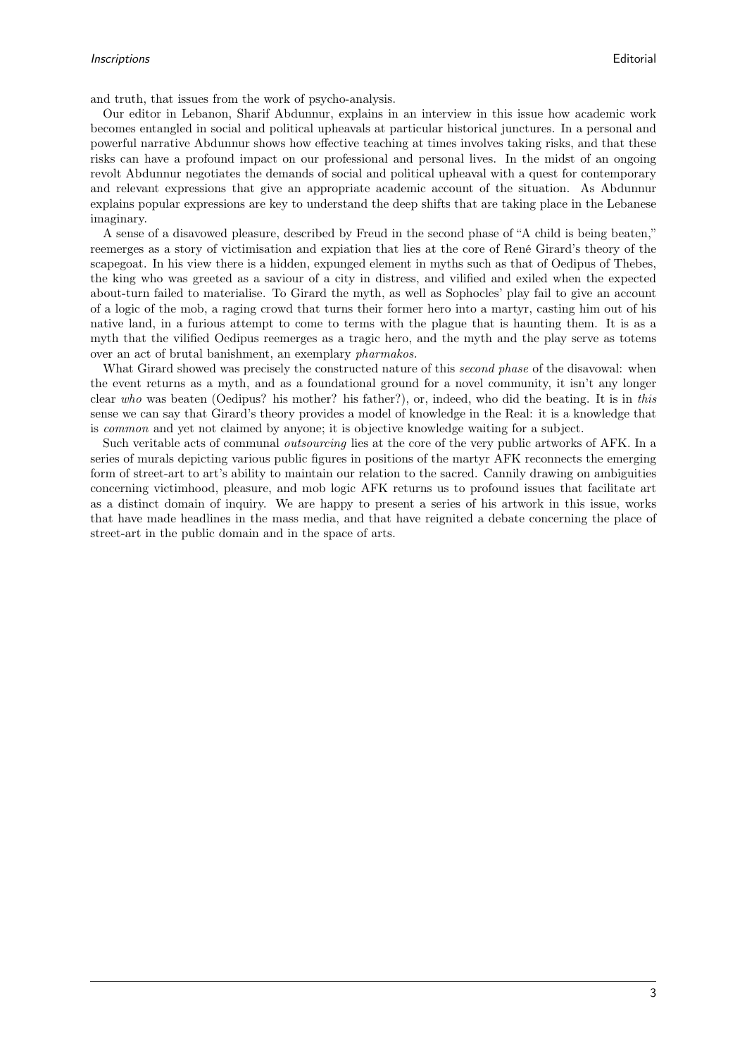and truth, that issues from the work of psycho-analysis.

Our editor in Lebanon, Sharif Abdunnur, explains in an interview in this issue how academic work becomes entangled in social and political upheavals at particular historical junctures. In a personal and powerful narrative Abdunnur shows how effective teaching at times involves taking risks, and that these risks can have a profound impact on our professional and personal lives. In the midst of an ongoing revolt Abdunnur negotiates the demands of social and political upheaval with a quest for contemporary and relevant expressions that give an appropriate academic account of the situation. As Abdunnur explains popular expressions are key to understand the deep shifts that are taking place in the Lebanese imaginary.

A sense of a disavowed pleasure, described by Freud in the second phase of "A child is being beaten," reemerges as a story of victimisation and expiation that lies at the core of René Girard's theory of the scapegoat. In his view there is a hidden, expunged element in myths such as that of Oedipus of Thebes, the king who was greeted as a saviour of a city in distress, and vilified and exiled when the expected about-turn failed to materialise. To Girard the myth, as well as Sophocles' play fail to give an account of a logic of the mob, a raging crowd that turns their former hero into a martyr, casting him out of his native land, in a furious attempt to come to terms with the plague that is haunting them. It is as a myth that the vilified Oedipus reemerges as a tragic hero, and the myth and the play serve as totems over an act of brutal banishment, an exemplary *pharmakos.*

What Girard showed was precisely the constructed nature of this *second phase* of the disavowal: when the event returns as a myth, and as a foundational ground for a novel community, it isn't any longer clear *who* was beaten (Oedipus? his mother? his father?), or, indeed, who did the beating. It is in *this* sense we can say that Girard's theory provides a model of knowledge in the Real: it is a knowledge that is *common* and yet not claimed by anyone; it is objective knowledge waiting for a subject.

Such veritable acts of communal *outsourcing* lies at the core of the very public artworks of AFK. In a series of murals depicting various public figures in positions of the martyr AFK reconnects the emerging form of street-art to art's ability to maintain our relation to the sacred. Cannily drawing on ambiguities concerning victimhood, pleasure, and mob logic AFK returns us to profound issues that facilitate art as a distinct domain of inquiry. We are happy to present a series of his artwork in this issue, works that have made headlines in the mass media, and that have reignited a debate concerning the place of street-art in the public domain and in the space of arts.